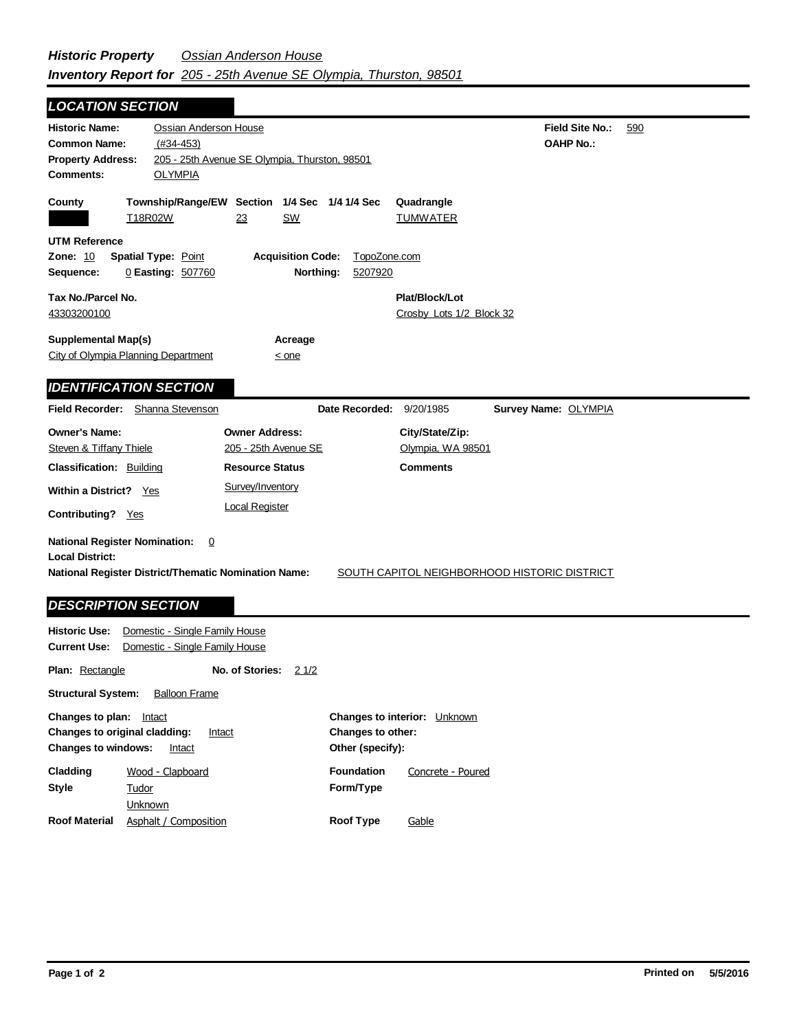***Historic Property Inventory Report for*** *Ossian Anderson House*
*205 - 25th Avenue SE Olympia, Thurston, 98501*

## *LOCATION SECTION*

**Historic Name:** Ossian Anderson House
**Field Site No.:** 590
**Common Name:** (#34-453)
**OAHP No.:**
**Property Address:** 205 - 25th Avenue SE Olympia, Thurston, 98501
**Comments:** OLYMPIA

| County | Township/Range/EW | Section | 1/4 Sec | 1/4 1/4 Sec | Quadrangle |
|---|---|---|---|---|---|
| | T18R02W | 23 | SW | | TUMWATER |

**UTM Reference**
**Zone:** 10 **Spatial Type:** Point **Acquisition Code:** TopoZone.com
**Sequence:** 0 **Easting:** 507760 **Northing:** 5207920

**Tax No./Parcel No.** 43303200100
**Plat/Block/Lot** Crosby Lots 1/2 Block 32

**Supplemental Map(s)** City of Olympia Planning Department
**Acreage** < one

## *IDENTIFICATION SECTION*

**Field Recorder:** Shanna Stevenson **Date Recorded:** 9/20/1985 **Survey Name:** OLYMPIA

| Owner's Name: | Owner Address: | City/State/Zip: |
|---|---|---|
| Steven & Tiffany Thiele | 205 - 25th Avenue SE | Olympia, WA 98501 |

**Classification:** Building
**Resource Status** Survey/Inventory; Local Register
**Comments**
**Within a District?** Yes
**Contributing?** Yes

**National Register Nomination:** 0
**Local District:**
**National Register District/Thematic Nomination Name:** SOUTH CAPITOL NEIGHBORHOOD HISTORIC DISTRICT

## *DESCRIPTION SECTION*

**Historic Use:** Domestic - Single Family House
**Current Use:** Domestic - Single Family House

**Plan:** Rectangle **No. of Stories:** 2 1/2

**Structural System:** Balloon Frame

**Changes to plan:** Intact
**Changes to original cladding:** Intact
**Changes to windows:** Intact
**Changes to interior:** Unknown
**Changes to other:**
**Other (specify):**

**Cladding** Wood - Clapboard
**Style** Tudor; Unknown
**Foundation** Concrete - Poured
**Form/Type**
**Roof Material** Asphalt / Composition
**Roof Type** Gable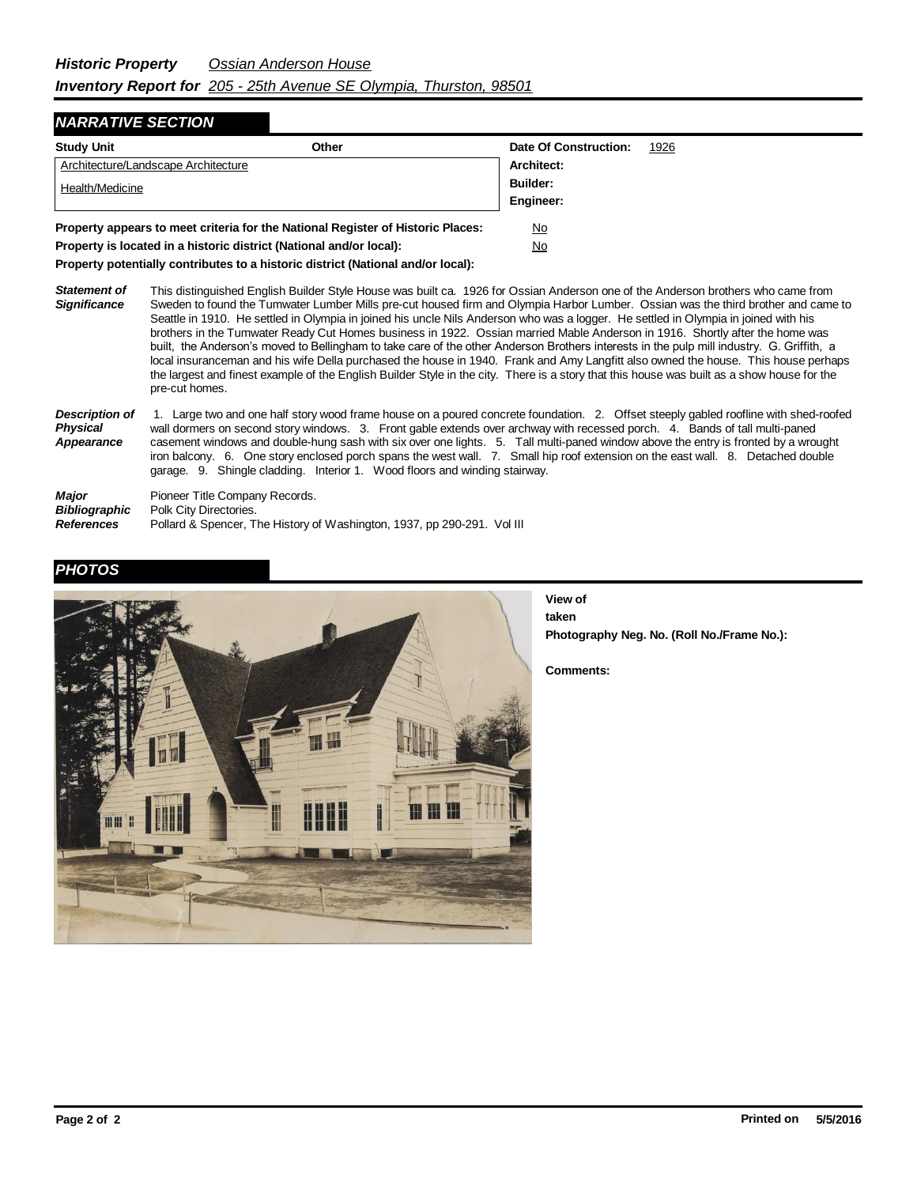***Historic Property*** *Ossian Anderson House*

***Inventory Report for*** *205 - 25th Avenue SE Olympia, Thurston, 98501*

## *NARRATIVE SECTION*

| **Study Unit** | **Other** | **Date Of Construction:** | 1926 |
|---|---|---|---|
| Architecture/Landscape Architecture | | **Architect:** | |
| Health/Medicine | | **Builder:** | |
| | | **Engineer:** | |

**Property appears to meet criteria for the National Register of Historic Places:** No

**Property is located in a historic district (National and/or local):** No

**Property potentially contributes to a historic district (National and/or local):**

***Statement of Significance***

This distinguished English Builder Style House was built ca. 1926 for Ossian Anderson one of the Anderson brothers who came from Sweden to found the Tumwater Lumber Mills pre-cut housed firm and Olympia Harbor Lumber. Ossian was the third brother and came to Seattle in 1910. He settled in Olympia in joined his uncle Nils Anderson who was a logger. He settled in Olympia in joined with his brothers in the Tumwater Ready Cut Homes business in 1922. Ossian married Mable Anderson in 1916. Shortly after the home was built, the Anderson's moved to Bellingham to take care of the other Anderson Brothers interests in the pulp mill industry. G. Griffith, a local insuranceman and his wife Della purchased the house in 1940. Frank and Amy Langfitt also owned the house. This house perhaps the largest and finest example of the English Builder Style in the city. There is a story that this house was built as a show house for the pre-cut homes.

***Description of Physical Appearance***

1. Large two and one half story wood frame house on a poured concrete foundation. 2. Offset steeply gabled roofline with shed-roofed wall dormers on second story windows. 3. Front gable extends over archway with recessed porch. 4. Bands of tall multi-paned casement windows and double-hung sash with six over one lights. 5. Tall multi-paned window above the entry is fronted by a wrought iron balcony. 6. One story enclosed porch spans the west wall. 7. Small hip roof extension on the east wall. 8. Detached double garage. 9. Shingle cladding. Interior 1. Wood floors and winding stairway.

***Major Bibliographic References***

Pioneer Title Company Records.
Polk City Directories.
Pollard & Spencer, The History of Washington, 1937, pp 290-291. Vol III

## *PHOTOS*

**View of**

**taken**

**Photography Neg. No. (Roll No./Frame No.):**

**Comments:**